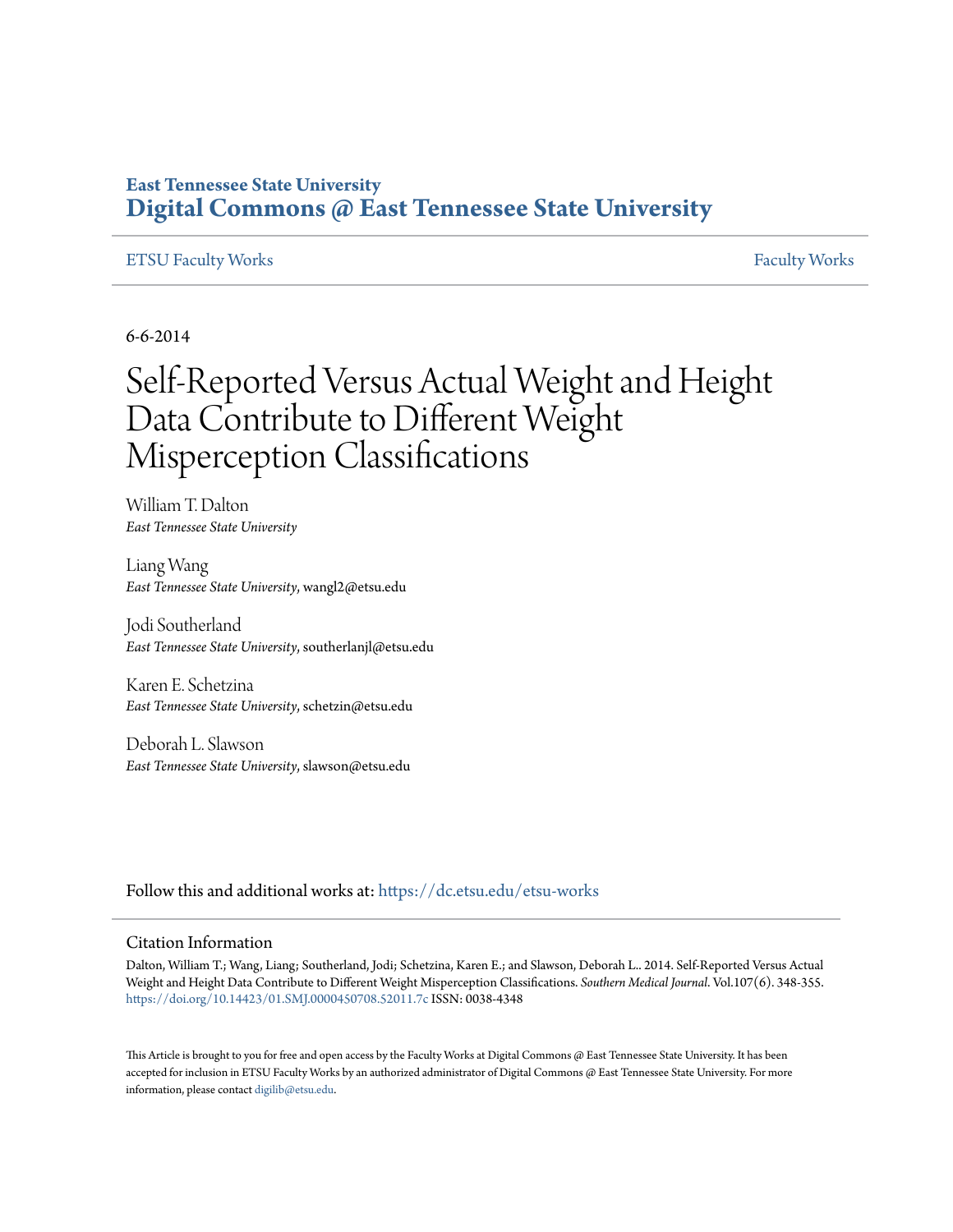**East Tennessee State University**
# Digital Commons @ East Tennessee State University

ETSU Faculty Works | Faculty Works

6-6-2014

# Self-Reported Versus Actual Weight and Height Data Contribute to Different Weight Misperception Classifications

William T. Dalton
*East Tennessee State University*

Liang Wang
*East Tennessee State University*, wangl2@etsu.edu

Jodi Southerland
*East Tennessee State University*, southerlanjl@etsu.edu

Karen E. Schetzina
*East Tennessee State University*, schetzin@etsu.edu

Deborah L. Slawson
*East Tennessee State University*, slawson@etsu.edu

Follow this and additional works at: https://dc.etsu.edu/etsu-works

## Citation Information

Dalton, William T.; Wang, Liang; Southerland, Jodi; Schetzina, Karen E.; and Slawson, Deborah L.. 2014. Self-Reported Versus Actual Weight and Height Data Contribute to Different Weight Misperception Classifications. *Southern Medical Journal*. Vol.107(6). 348-355. https://doi.org/10.14423/01.SMJ.0000450708.52011.7c ISSN: 0038-4348

This Article is brought to you for free and open access by the Faculty Works at Digital Commons @ East Tennessee State University. It has been accepted for inclusion in ETSU Faculty Works by an authorized administrator of Digital Commons @ East Tennessee State University. For more information, please contact digilib@etsu.edu.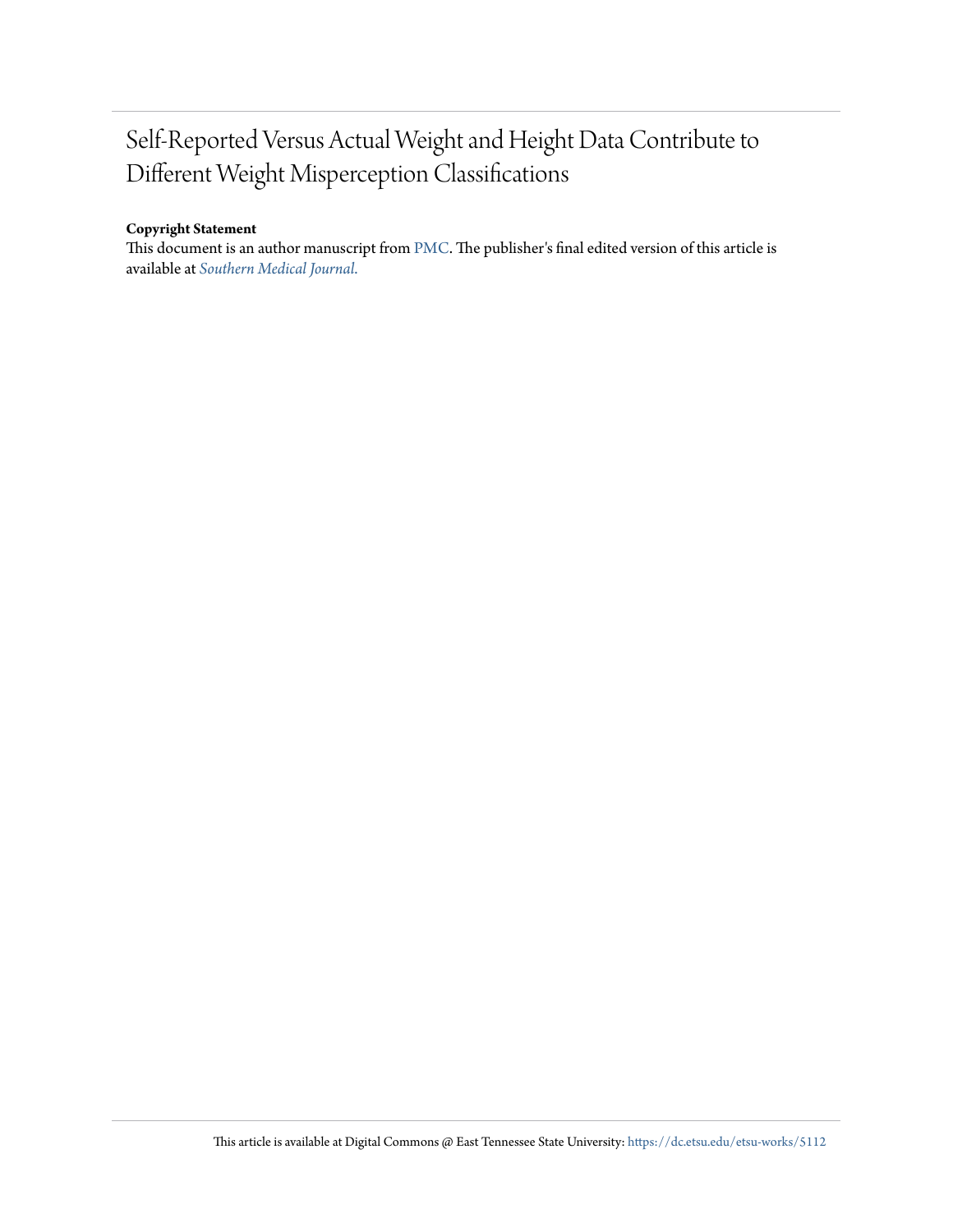# Self-Reported Versus Actual Weight and Height Data Contribute to Different Weight Misperception Classifications

**Copyright Statement**

This document is an author manuscript from PMC. The publisher's final edited version of this article is available at *Southern Medical Journal.*

This article is available at Digital Commons @ East Tennessee State University: https://dc.etsu.edu/etsu-works/5112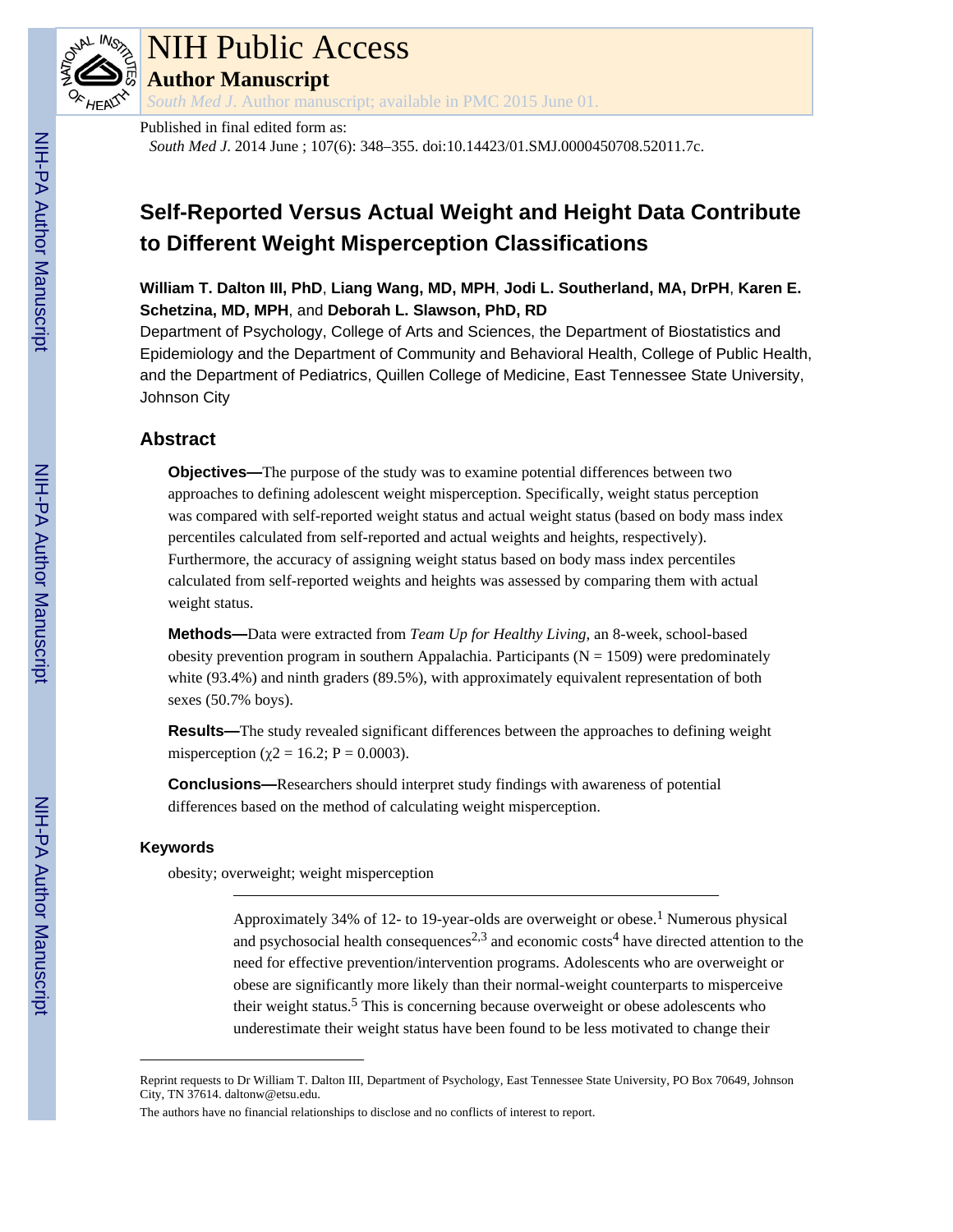Published in final edited form as:

*South Med J*. 2014 June ; 107(6): 348–355. doi:10.14423/01.SMJ.0000450708.52011.7c.

# Self-Reported Versus Actual Weight and Height Data Contribute to Different Weight Misperception Classifications

**William T. Dalton III, PhD**, **Liang Wang, MD, MPH**, **Jodi L. Southerland, MA, DrPH**, **Karen E. Schetzina, MD, MPH**, and **Deborah L. Slawson, PhD, RD**

Department of Psychology, College of Arts and Sciences, the Department of Biostatistics and Epidemiology and the Department of Community and Behavioral Health, College of Public Health, and the Department of Pediatrics, Quillen College of Medicine, East Tennessee State University, Johnson City

## Abstract

**Objectives—**The purpose of the study was to examine potential differences between two approaches to defining adolescent weight misperception. Specifically, weight status perception was compared with self-reported weight status and actual weight status (based on body mass index percentiles calculated from self-reported and actual weights and heights, respectively). Furthermore, the accuracy of assigning weight status based on body mass index percentiles calculated from self-reported weights and heights was assessed by comparing them with actual weight status.

**Methods—**Data were extracted from *Team Up for Healthy Living*, an 8-week, school-based obesity prevention program in southern Appalachia. Participants (N = 1509) were predominately white (93.4%) and ninth graders (89.5%), with approximately equivalent representation of both sexes (50.7% boys).

**Results—**The study revealed significant differences between the approaches to defining weight misperception ($\chi 2 = 16.2$; P = 0.0003).

**Conclusions—**Researchers should interpret study findings with awareness of potential differences based on the method of calculating weight misperception.

### Keywords

obesity; overweight; weight misperception

---

Approximately 34% of 12- to 19-year-olds are overweight or obese.[1] Numerous physical and psychosocial health consequences[2,3] and economic costs[4] have directed attention to the need for effective prevention/intervention programs. Adolescents who are overweight or obese are significantly more likely than their normal-weight counterparts to misperceive their weight status.[5] This is concerning because overweight or obese adolescents who underestimate their weight status have been found to be less motivated to change their

---

Reprint requests to Dr William T. Dalton III, Department of Psychology, East Tennessee State University, PO Box 70649, Johnson City, TN 37614. daltonw@etsu.edu.

The authors have no financial relationships to disclose and no conflicts of interest to report.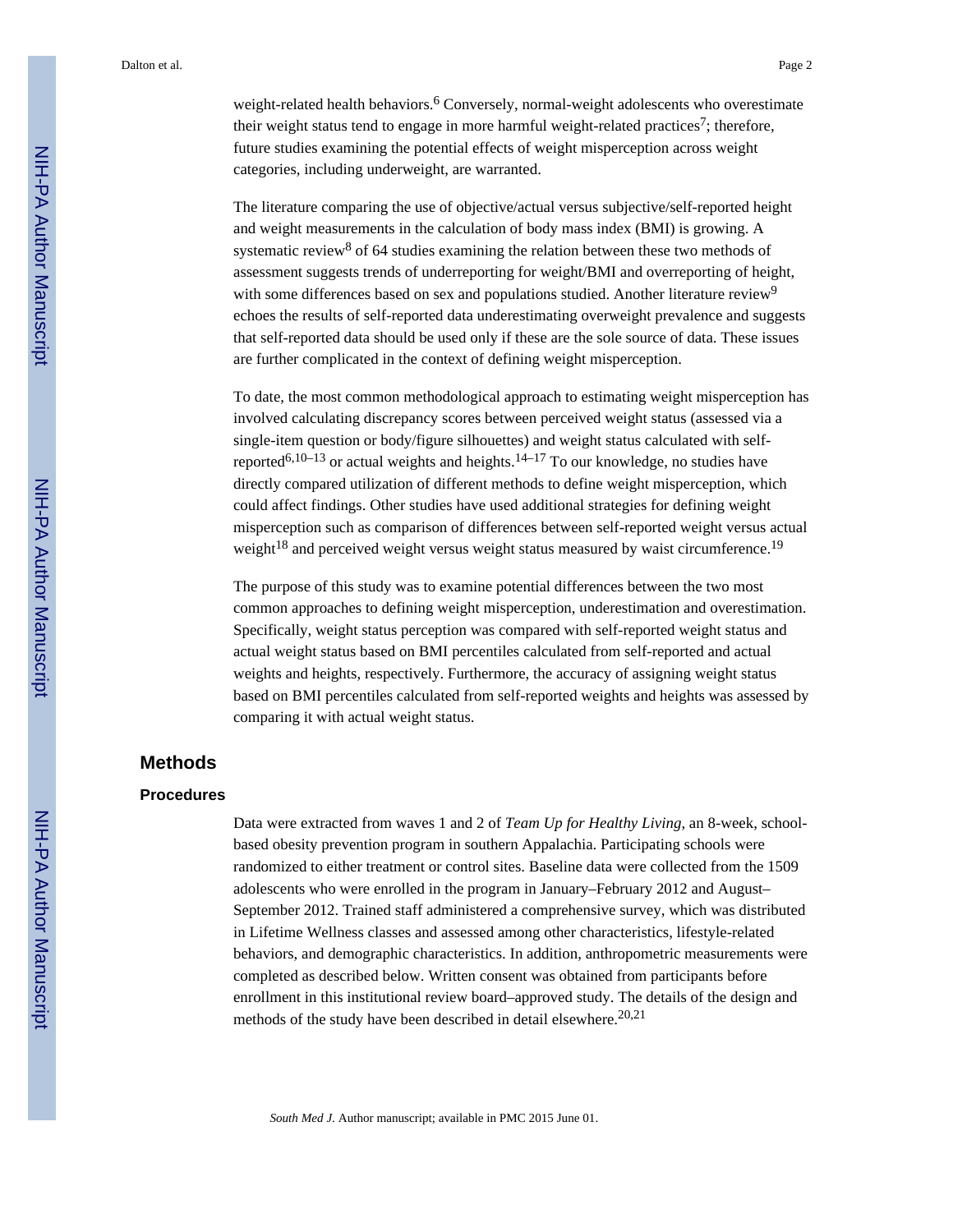weight-related health behaviors.[6] Conversely, normal-weight adolescents who overestimate their weight status tend to engage in more harmful weight-related practices[7]; therefore, future studies examining the potential effects of weight misperception across weight categories, including underweight, are warranted.

The literature comparing the use of objective/actual versus subjective/self-reported height and weight measurements in the calculation of body mass index (BMI) is growing. A systematic review[8] of 64 studies examining the relation between these two methods of assessment suggests trends of underreporting for weight/BMI and overreporting of height, with some differences based on sex and populations studied. Another literature review[9] echoes the results of self-reported data underestimating overweight prevalence and suggests that self-reported data should be used only if these are the sole source of data. These issues are further complicated in the context of defining weight misperception.

To date, the most common methodological approach to estimating weight misperception has involved calculating discrepancy scores between perceived weight status (assessed via a single-item question or body/figure silhouettes) and weight status calculated with self-reported[6,10–13] or actual weights and heights.[14–17] To our knowledge, no studies have directly compared utilization of different methods to define weight misperception, which could affect findings. Other studies have used additional strategies for defining weight misperception such as comparison of differences between self-reported weight versus actual weight[18] and perceived weight versus weight status measured by waist circumference.[19]

The purpose of this study was to examine potential differences between the two most common approaches to defining weight misperception, underestimation and overestimation. Specifically, weight status perception was compared with self-reported weight status and actual weight status based on BMI percentiles calculated from self-reported and actual weights and heights, respectively. Furthermore, the accuracy of assigning weight status based on BMI percentiles calculated from self-reported weights and heights was assessed by comparing it with actual weight status.

## Methods

### Procedures

Data were extracted from waves 1 and 2 of *Team Up for Healthy Living*, an 8-week, school-based obesity prevention program in southern Appalachia. Participating schools were randomized to either treatment or control sites. Baseline data were collected from the 1509 adolescents who were enrolled in the program in January–February 2012 and August–September 2012. Trained staff administered a comprehensive survey, which was distributed in Lifetime Wellness classes and assessed among other characteristics, lifestyle-related behaviors, and demographic characteristics. In addition, anthropometric measurements were completed as described below. Written consent was obtained from participants before enrollment in this institutional review board–approved study. The details of the design and methods of the study have been described in detail elsewhere.[20,21]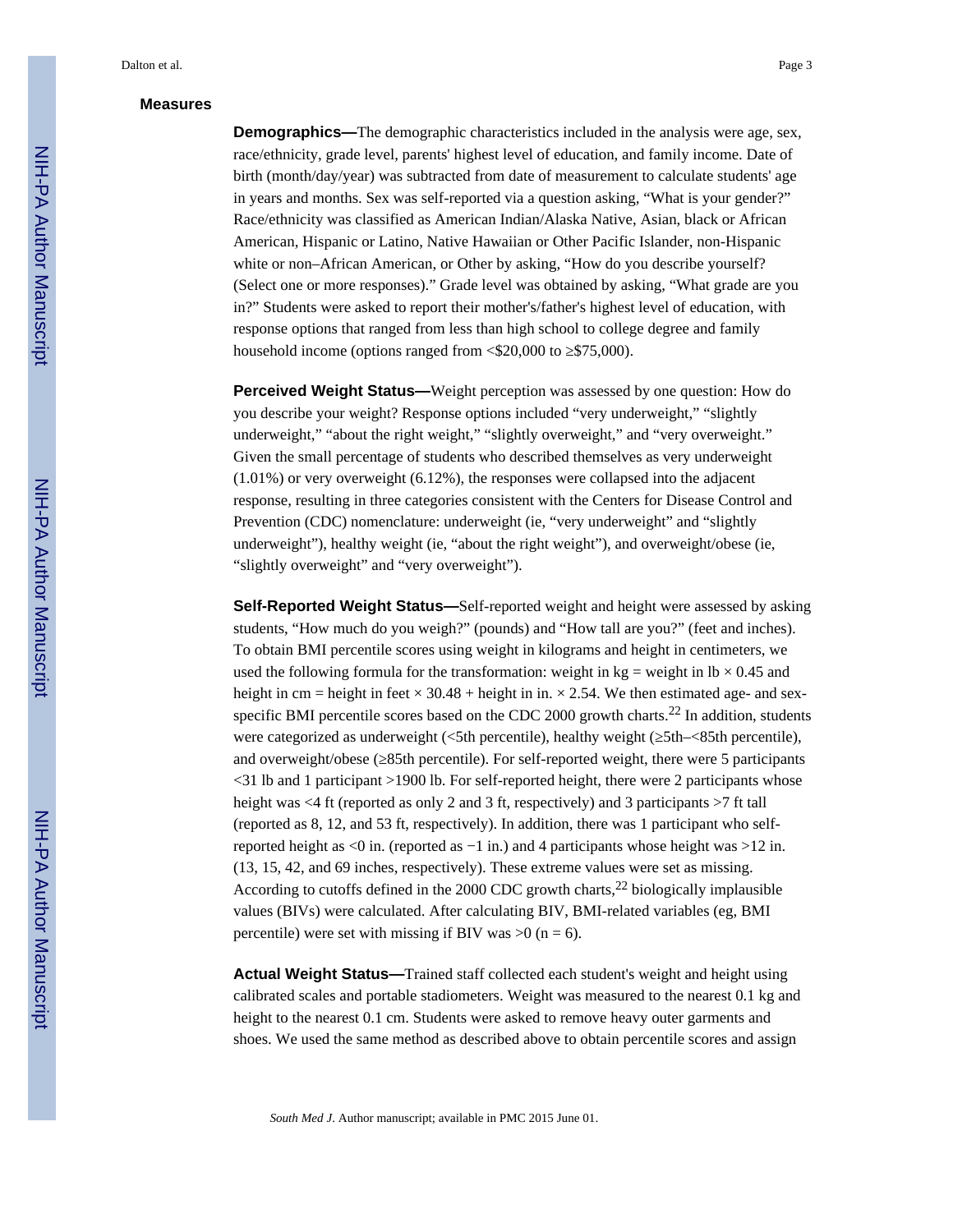## Measures

**Demographics—**The demographic characteristics included in the analysis were age, sex, race/ethnicity, grade level, parents' highest level of education, and family income. Date of birth (month/day/year) was subtracted from date of measurement to calculate students' age in years and months. Sex was self-reported via a question asking, "What is your gender?" Race/ethnicity was classified as American Indian/Alaska Native, Asian, black or African American, Hispanic or Latino, Native Hawaiian or Other Pacific Islander, non-Hispanic white or non–African American, or Other by asking, "How do you describe yourself? (Select one or more responses)." Grade level was obtained by asking, "What grade are you in?" Students were asked to report their mother's/father's highest level of education, with response options that ranged from less than high school to college degree and family household income (options ranged from <\$20,000 to ≥\$75,000).

**Perceived Weight Status—**Weight perception was assessed by one question: How do you describe your weight? Response options included "very underweight," "slightly underweight," "about the right weight," "slightly overweight," and "very overweight." Given the small percentage of students who described themselves as very underweight (1.01%) or very overweight (6.12%), the responses were collapsed into the adjacent response, resulting in three categories consistent with the Centers for Disease Control and Prevention (CDC) nomenclature: underweight (ie, "very underweight" and "slightly underweight"), healthy weight (ie, "about the right weight"), and overweight/obese (ie, "slightly overweight" and "very overweight").

**Self-Reported Weight Status—**Self-reported weight and height were assessed by asking students, "How much do you weigh?" (pounds) and "How tall are you?" (feet and inches). To obtain BMI percentile scores using weight in kilograms and height in centimeters, we used the following formula for the transformation: weight in kg = weight in lb × 0.45 and height in cm = height in feet × 30.48 + height in in. × 2.54. We then estimated age- and sex-specific BMI percentile scores based on the CDC 2000 growth charts.[22] In addition, students were categorized as underweight (<5th percentile), healthy weight (≥5th–<85th percentile), and overweight/obese (≥85th percentile). For self-reported weight, there were 5 participants <31 lb and 1 participant >1900 lb. For self-reported height, there were 2 participants whose height was <4 ft (reported as only 2 and 3 ft, respectively) and 3 participants >7 ft tall (reported as 8, 12, and 53 ft, respectively). In addition, there was 1 participant who self-reported height as <0 in. (reported as −1 in.) and 4 participants whose height was >12 in. (13, 15, 42, and 69 inches, respectively). These extreme values were set as missing. According to cutoffs defined in the 2000 CDC growth charts,[22] biologically implausible values (BIVs) were calculated. After calculating BIV, BMI-related variables (eg, BMI percentile) were set with missing if BIV was >0 (n = 6).

**Actual Weight Status—**Trained staff collected each student's weight and height using calibrated scales and portable stadiometers. Weight was measured to the nearest 0.1 kg and height to the nearest 0.1 cm. Students were asked to remove heavy outer garments and shoes. We used the same method as described above to obtain percentile scores and assign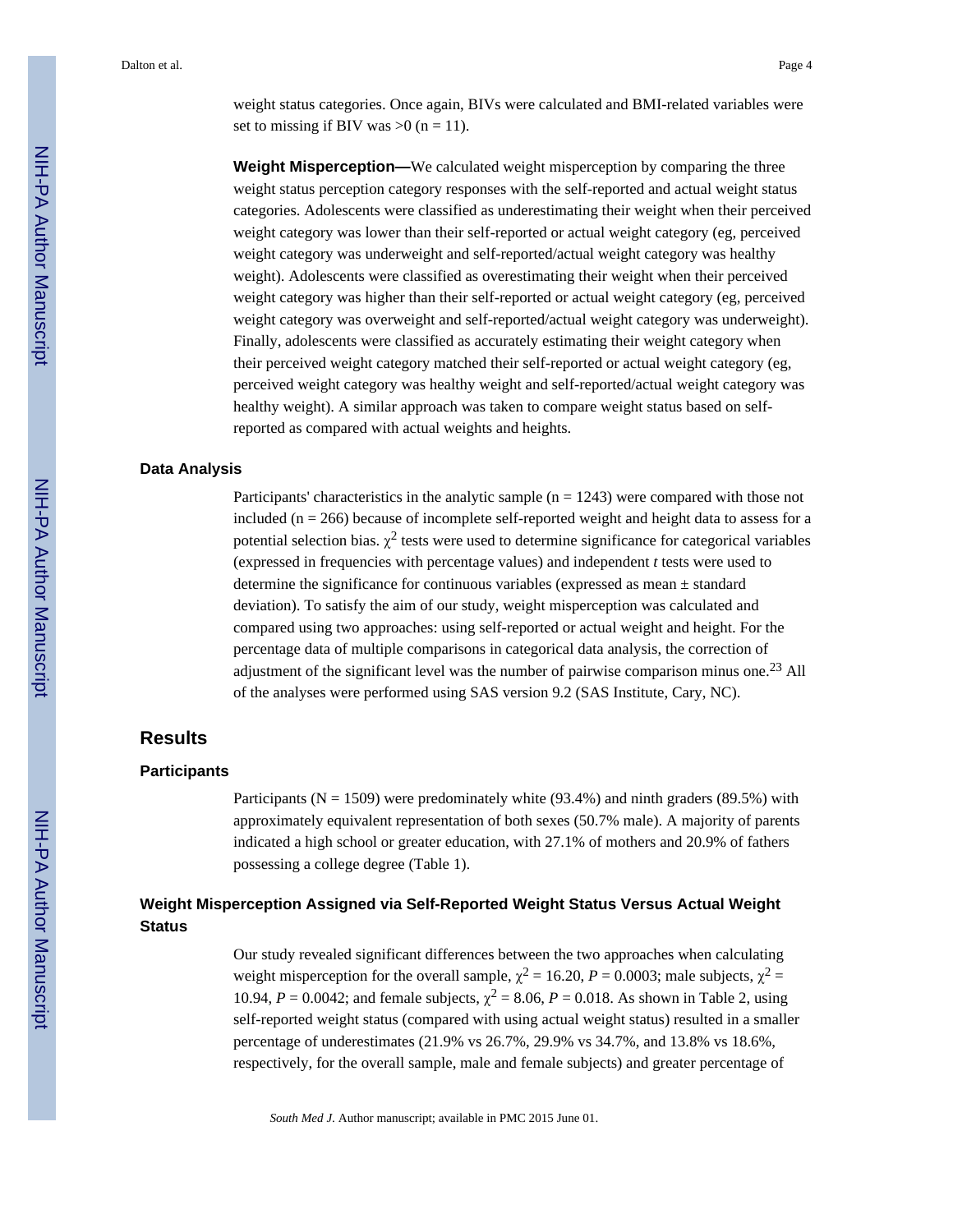weight status categories. Once again, BIVs were calculated and BMI-related variables were set to missing if BIV was >0 (n = 11).

**Weight Misperception—**We calculated weight misperception by comparing the three weight status perception category responses with the self-reported and actual weight status categories. Adolescents were classified as underestimating their weight when their perceived weight category was lower than their self-reported or actual weight category (eg, perceived weight category was underweight and self-reported/actual weight category was healthy weight). Adolescents were classified as overestimating their weight when their perceived weight category was higher than their self-reported or actual weight category (eg, perceived weight category was overweight and self-reported/actual weight category was underweight). Finally, adolescents were classified as accurately estimating their weight category when their perceived weight category matched their self-reported or actual weight category (eg, perceived weight category was healthy weight and self-reported/actual weight category was healthy weight). A similar approach was taken to compare weight status based on self-reported as compared with actual weights and heights.

### Data Analysis

Participants' characteristics in the analytic sample (n = 1243) were compared with those not included (n = 266) because of incomplete self-reported weight and height data to assess for a potential selection bias. $\chi^2$ tests were used to determine significance for categorical variables (expressed in frequencies with percentage values) and independent *t* tests were used to determine the significance for continuous variables (expressed as mean ± standard deviation). To satisfy the aim of our study, weight misperception was calculated and compared using two approaches: using self-reported or actual weight and height. For the percentage data of multiple comparisons in categorical data analysis, the correction of adjustment of the significant level was the number of pairwise comparison minus one.[23] All of the analyses were performed using SAS version 9.2 (SAS Institute, Cary, NC).

## Results

### Participants

Participants (N = 1509) were predominately white (93.4%) and ninth graders (89.5%) with approximately equivalent representation of both sexes (50.7% male). A majority of parents indicated a high school or greater education, with 27.1% of mothers and 20.9% of fathers possessing a college degree (Table 1).

### Weight Misperception Assigned via Self-Reported Weight Status Versus Actual Weight Status

Our study revealed significant differences between the two approaches when calculating weight misperception for the overall sample, $\chi^2 = 16.20$, $P = 0.0003$; male subjects, $\chi^2 = 10.94$, $P = 0.0042$; and female subjects, $\chi^2 = 8.06$, $P = 0.018$. As shown in Table 2, using self-reported weight status (compared with using actual weight status) resulted in a smaller percentage of underestimates (21.9% vs 26.7%, 29.9% vs 34.7%, and 13.8% vs 18.6%, respectively, for the overall sample, male and female subjects) and greater percentage of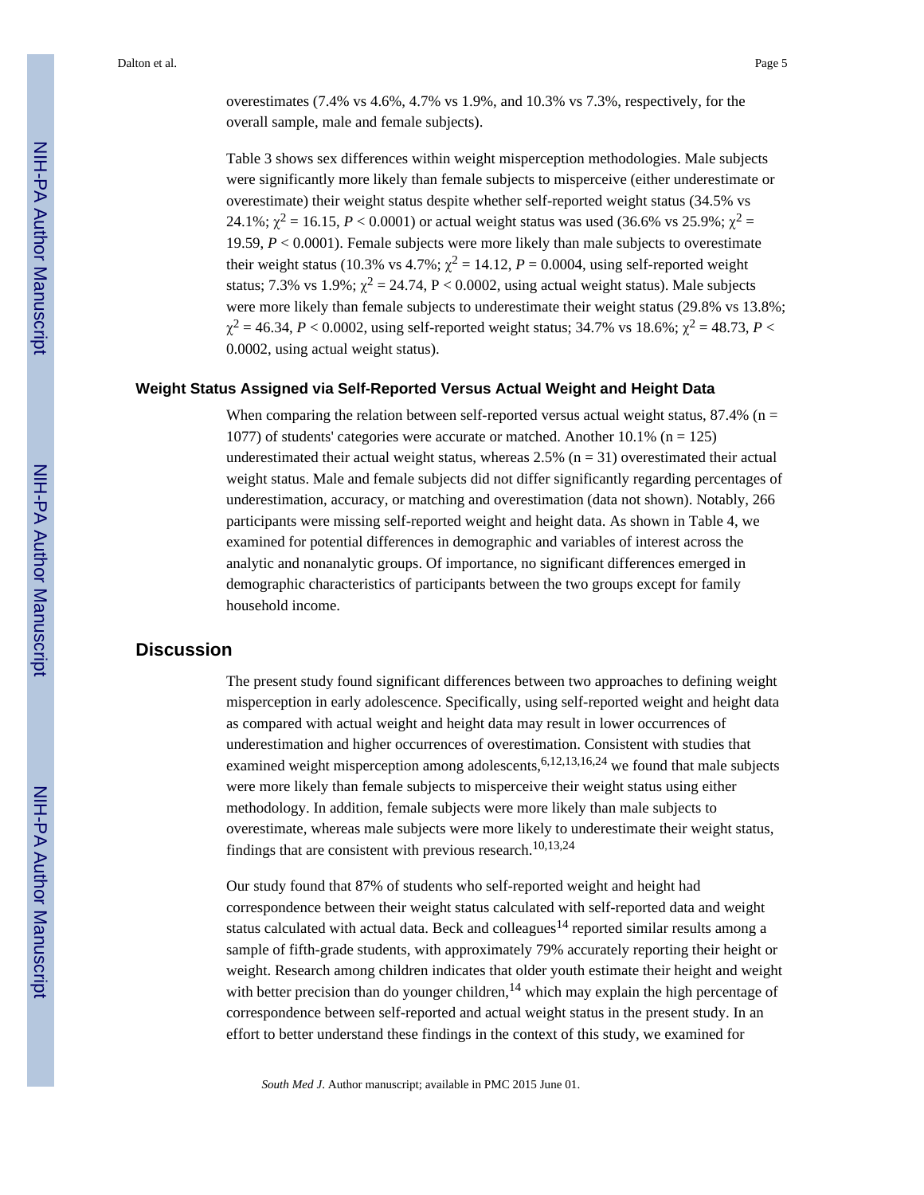overestimates (7.4% vs 4.6%, 4.7% vs 1.9%, and 10.3% vs 7.3%, respectively, for the overall sample, male and female subjects).

Table 3 shows sex differences within weight misperception methodologies. Male subjects were significantly more likely than female subjects to misperceive (either underestimate or overestimate) their weight status despite whether self-reported weight status (34.5% vs 24.1%; $\chi^2 = 16.15$, $P < 0.0001$) or actual weight status was used (36.6% vs 25.9%; $\chi^2 = 19.59$, $P < 0.0001$). Female subjects were more likely than male subjects to overestimate their weight status (10.3% vs 4.7%; $\chi^2 = 14.12$, $P = 0.0004$, using self-reported weight status; 7.3% vs 1.9%; $\chi^2 = 24.74$, $P < 0.0002$, using actual weight status). Male subjects were more likely than female subjects to underestimate their weight status (29.8% vs 13.8%; $\chi^2 = 46.34$, $P < 0.0002$, using self-reported weight status; 34.7% vs 18.6%; $\chi^2 = 48.73$, $P < 0.0002$, using actual weight status).

### Weight Status Assigned via Self-Reported Versus Actual Weight and Height Data

When comparing the relation between self-reported versus actual weight status, 87.4% (n = 1077) of students' categories were accurate or matched. Another 10.1% (n = 125) underestimated their actual weight status, whereas 2.5% (n = 31) overestimated their actual weight status. Male and female subjects did not differ significantly regarding percentages of underestimation, accuracy, or matching and overestimation (data not shown). Notably, 266 participants were missing self-reported weight and height data. As shown in Table 4, we examined for potential differences in demographic and variables of interest across the analytic and nonanalytic groups. Of importance, no significant differences emerged in demographic characteristics of participants between the two groups except for family household income.

## Discussion

The present study found significant differences between two approaches to defining weight misperception in early adolescence. Specifically, using self-reported weight and height data as compared with actual weight and height data may result in lower occurrences of underestimation and higher occurrences of overestimation. Consistent with studies that examined weight misperception among adolescents,[6,12,13,16,24] we found that male subjects were more likely than female subjects to misperceive their weight status using either methodology. In addition, female subjects were more likely than male subjects to overestimate, whereas male subjects were more likely to underestimate their weight status, findings that are consistent with previous research.[10,13,24]

Our study found that 87% of students who self-reported weight and height had correspondence between their weight status calculated with self-reported data and weight status calculated with actual data. Beck and colleagues[14] reported similar results among a sample of fifth-grade students, with approximately 79% accurately reporting their height or weight. Research among children indicates that older youth estimate their height and weight with better precision than do younger children,[14] which may explain the high percentage of correspondence between self-reported and actual weight status in the present study. In an effort to better understand these findings in the context of this study, we examined for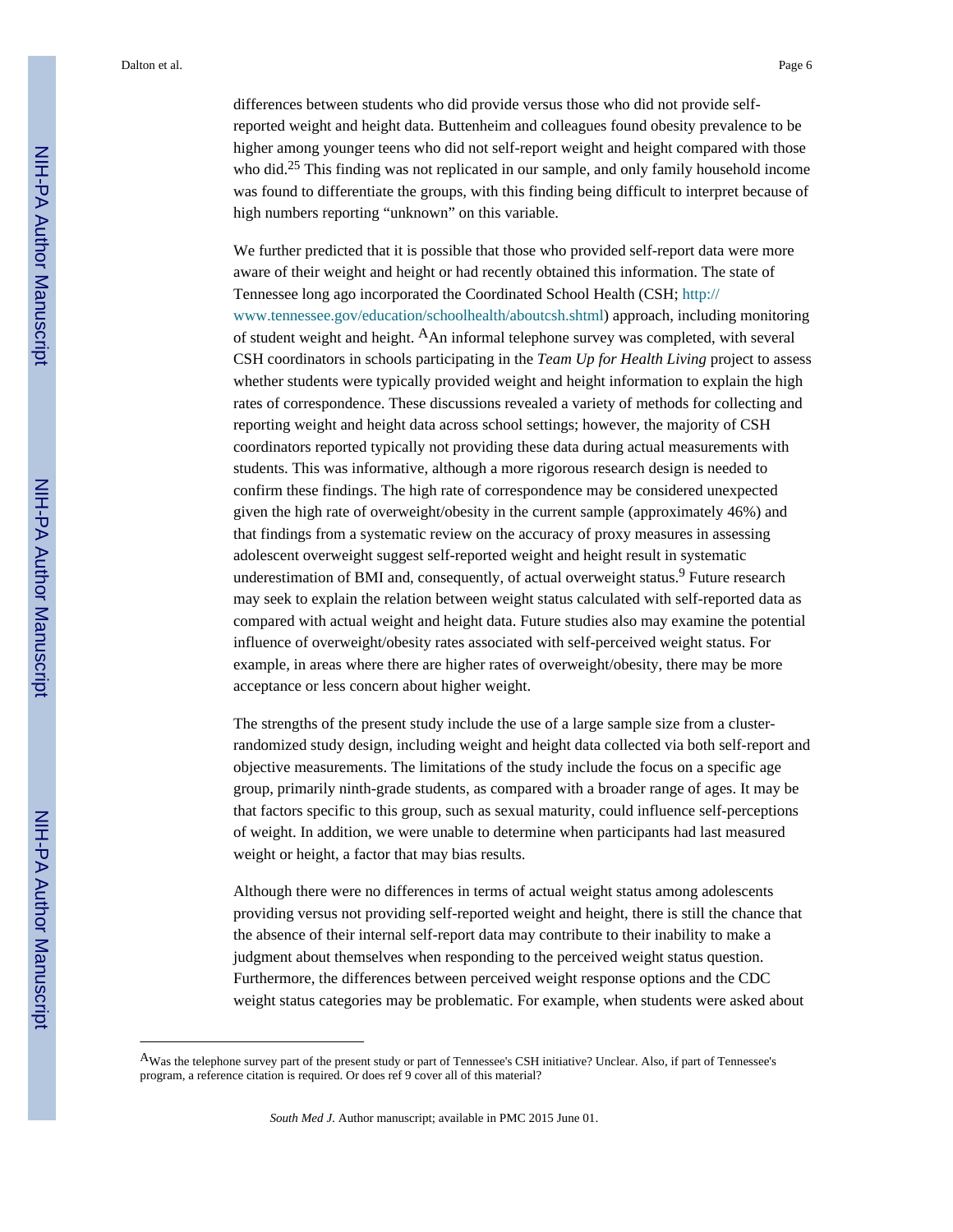differences between students who did provide versus those who did not provide self-reported weight and height data. Buttenheim and colleagues found obesity prevalence to be higher among younger teens who did not self-report weight and height compared with those who did.[25] This finding was not replicated in our sample, and only family household income was found to differentiate the groups, with this finding being difficult to interpret because of high numbers reporting "unknown" on this variable.

We further predicted that it is possible that those who provided self-report data were more aware of their weight and height or had recently obtained this information. The state of Tennessee long ago incorporated the Coordinated School Health (CSH; http://www.tennessee.gov/education/schoolhealth/aboutcsh.shtml) approach, including monitoring of student weight and height. [A]An informal telephone survey was completed, with several CSH coordinators in schools participating in the *Team Up for Health Living* project to assess whether students were typically provided weight and height information to explain the high rates of correspondence. These discussions revealed a variety of methods for collecting and reporting weight and height data across school settings; however, the majority of CSH coordinators reported typically not providing these data during actual measurements with students. This was informative, although a more rigorous research design is needed to confirm these findings. The high rate of correspondence may be considered unexpected given the high rate of overweight/obesity in the current sample (approximately 46%) and that findings from a systematic review on the accuracy of proxy measures in assessing adolescent overweight suggest self-reported weight and height result in systematic underestimation of BMI and, consequently, of actual overweight status.[9] Future research may seek to explain the relation between weight status calculated with self-reported data as compared with actual weight and height data. Future studies also may examine the potential influence of overweight/obesity rates associated with self-perceived weight status. For example, in areas where there are higher rates of overweight/obesity, there may be more acceptance or less concern about higher weight.

The strengths of the present study include the use of a large sample size from a cluster-randomized study design, including weight and height data collected via both self-report and objective measurements. The limitations of the study include the focus on a specific age group, primarily ninth-grade students, as compared with a broader range of ages. It may be that factors specific to this group, such as sexual maturity, could influence self-perceptions of weight. In addition, we were unable to determine when participants had last measured weight or height, a factor that may bias results.

Although there were no differences in terms of actual weight status among adolescents providing versus not providing self-reported weight and height, there is still the chance that the absence of their internal self-report data may contribute to their inability to make a judgment about themselves when responding to the perceived weight status question. Furthermore, the differences between perceived weight response options and the CDC weight status categories may be problematic. For example, when students were asked about

---

[A]Was the telephone survey part of the present study or part of Tennessee's CSH initiative? Unclear. Also, if part of Tennessee's program, a reference citation is required. Or does ref 9 cover all of this material?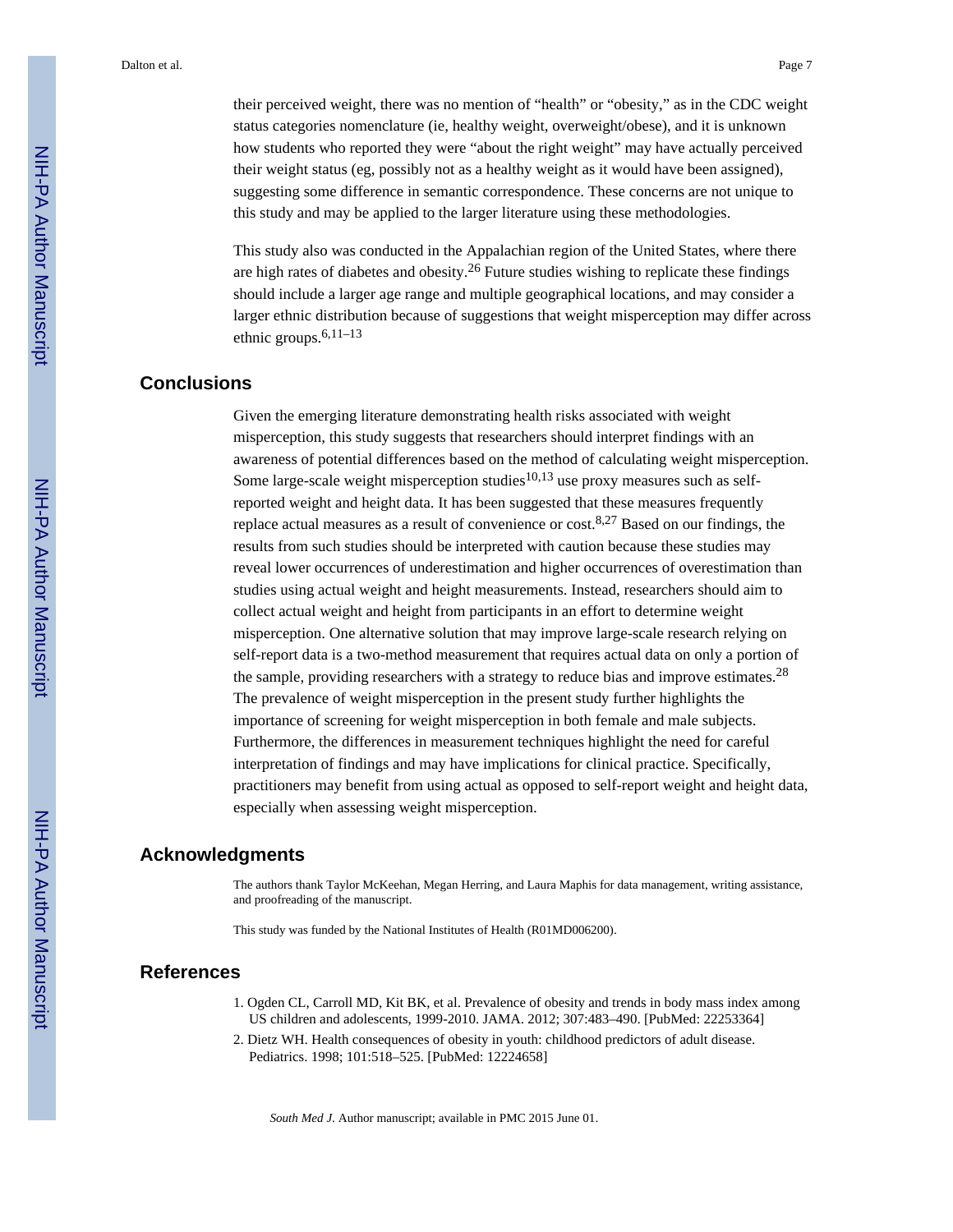their perceived weight, there was no mention of "health" or "obesity," as in the CDC weight status categories nomenclature (ie, healthy weight, overweight/obese), and it is unknown how students who reported they were "about the right weight" may have actually perceived their weight status (eg, possibly not as a healthy weight as it would have been assigned), suggesting some difference in semantic correspondence. These concerns are not unique to this study and may be applied to the larger literature using these methodologies.

This study also was conducted in the Appalachian region of the United States, where there are high rates of diabetes and obesity.[26] Future studies wishing to replicate these findings should include a larger age range and multiple geographical locations, and may consider a larger ethnic distribution because of suggestions that weight misperception may differ across ethnic groups.[6,11–13]

## Conclusions

Given the emerging literature demonstrating health risks associated with weight misperception, this study suggests that researchers should interpret findings with an awareness of potential differences based on the method of calculating weight misperception. Some large-scale weight misperception studies[10,13] use proxy measures such as self-reported weight and height data. It has been suggested that these measures frequently replace actual measures as a result of convenience or cost.[8,27] Based on our findings, the results from such studies should be interpreted with caution because these studies may reveal lower occurrences of underestimation and higher occurrences of overestimation than studies using actual weight and height measurements. Instead, researchers should aim to collect actual weight and height from participants in an effort to determine weight misperception. One alternative solution that may improve large-scale research relying on self-report data is a two-method measurement that requires actual data on only a portion of the sample, providing researchers with a strategy to reduce bias and improve estimates.[28] The prevalence of weight misperception in the present study further highlights the importance of screening for weight misperception in both female and male subjects. Furthermore, the differences in measurement techniques highlight the need for careful interpretation of findings and may have implications for clinical practice. Specifically, practitioners may benefit from using actual as opposed to self-report weight and height data, especially when assessing weight misperception.

## Acknowledgments

The authors thank Taylor McKeehan, Megan Herring, and Laura Maphis for data management, writing assistance, and proofreading of the manuscript.

This study was funded by the National Institutes of Health (R01MD006200).

## References

1. Ogden CL, Carroll MD, Kit BK, et al. Prevalence of obesity and trends in body mass index among US children and adolescents, 1999-2010. JAMA. 2012; 307:483–490. [PubMed: 22253364]
2. Dietz WH. Health consequences of obesity in youth: childhood predictors of adult disease. Pediatrics. 1998; 101:518–525. [PubMed: 12224658]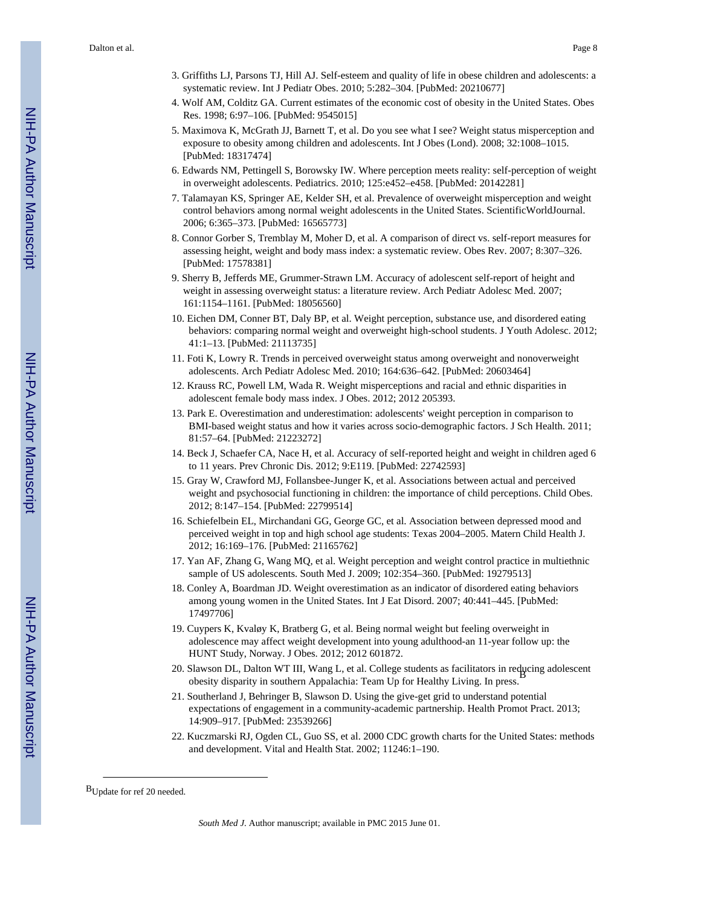3. Griffiths LJ, Parsons TJ, Hill AJ. Self-esteem and quality of life in obese children and adolescents: a systematic review. Int J Pediatr Obes. 2010; 5:282–304. [PubMed: 20210677]
4. Wolf AM, Colditz GA. Current estimates of the economic cost of obesity in the United States. Obes Res. 1998; 6:97–106. [PubMed: 9545015]
5. Maximova K, McGrath JJ, Barnett T, et al. Do you see what I see? Weight status misperception and exposure to obesity among children and adolescents. Int J Obes (Lond). 2008; 32:1008–1015. [PubMed: 18317474]
6. Edwards NM, Pettingell S, Borowsky IW. Where perception meets reality: self-perception of weight in overweight adolescents. Pediatrics. 2010; 125:e452–e458. [PubMed: 20142281]
7. Talamayan KS, Springer AE, Kelder SH, et al. Prevalence of overweight misperception and weight control behaviors among normal weight adolescents in the United States. ScientificWorldJournal. 2006; 6:365–373. [PubMed: 16565773]
8. Connor Gorber S, Tremblay M, Moher D, et al. A comparison of direct vs. self-report measures for assessing height, weight and body mass index: a systematic review. Obes Rev. 2007; 8:307–326. [PubMed: 17578381]
9. Sherry B, Jefferds ME, Grummer-Strawn LM. Accuracy of adolescent self-report of height and weight in assessing overweight status: a literature review. Arch Pediatr Adolesc Med. 2007; 161:1154–1161. [PubMed: 18056560]
10. Eichen DM, Conner BT, Daly BP, et al. Weight perception, substance use, and disordered eating behaviors: comparing normal weight and overweight high-school students. J Youth Adolesc. 2012; 41:1–13. [PubMed: 21113735]
11. Foti K, Lowry R. Trends in perceived overweight status among overweight and nonoverweight adolescents. Arch Pediatr Adolesc Med. 2010; 164:636–642. [PubMed: 20603464]
12. Krauss RC, Powell LM, Wada R. Weight misperceptions and racial and ethnic disparities in adolescent female body mass index. J Obes. 2012; 2012 205393.
13. Park E. Overestimation and underestimation: adolescents' weight perception in comparison to BMI-based weight status and how it varies across socio-demographic factors. J Sch Health. 2011; 81:57–64. [PubMed: 21223272]
14. Beck J, Schaefer CA, Nace H, et al. Accuracy of self-reported height and weight in children aged 6 to 11 years. Prev Chronic Dis. 2012; 9:E119. [PubMed: 22742593]
15. Gray W, Crawford MJ, Follansbee-Junger K, et al. Associations between actual and perceived weight and psychosocial functioning in children: the importance of child perceptions. Child Obes. 2012; 8:147–154. [PubMed: 22799514]
16. Schiefelbein EL, Mirchandani GG, George GC, et al. Association between depressed mood and perceived weight in top and high school age students: Texas 2004–2005. Matern Child Health J. 2012; 16:169–176. [PubMed: 21165762]
17. Yan AF, Zhang G, Wang MQ, et al. Weight perception and weight control practice in multiethnic sample of US adolescents. South Med J. 2009; 102:354–360. [PubMed: 19279513]
18. Conley A, Boardman JD. Weight overestimation as an indicator of disordered eating behaviors among young women in the United States. Int J Eat Disord. 2007; 40:441–445. [PubMed: 17497706]
19. Cuypers K, Kvaløy K, Bratberg G, et al. Being normal weight but feeling overweight in adolescence may affect weight development into young adulthood-an 11-year follow up: the HUNT Study, Norway. J Obes. 2012; 2012 601872.
20. Slawson DL, Dalton WT III, Wang L, et al. College students as facilitators in reducing adolescent obesity disparity in southern Appalachia: Team Up for Healthy Living. In press.[B]
21. Southerland J, Behringer B, Slawson D. Using the give-get grid to understand potential expectations of engagement in a community-academic partnership. Health Promot Pract. 2013; 14:909–917. [PubMed: 23539266]
22. Kuczmarski RJ, Ogden CL, Guo SS, et al. 2000 CDC growth charts for the United States: methods and development. Vital and Health Stat. 2002; 11246:1–190.

[B]Update for ref 20 needed.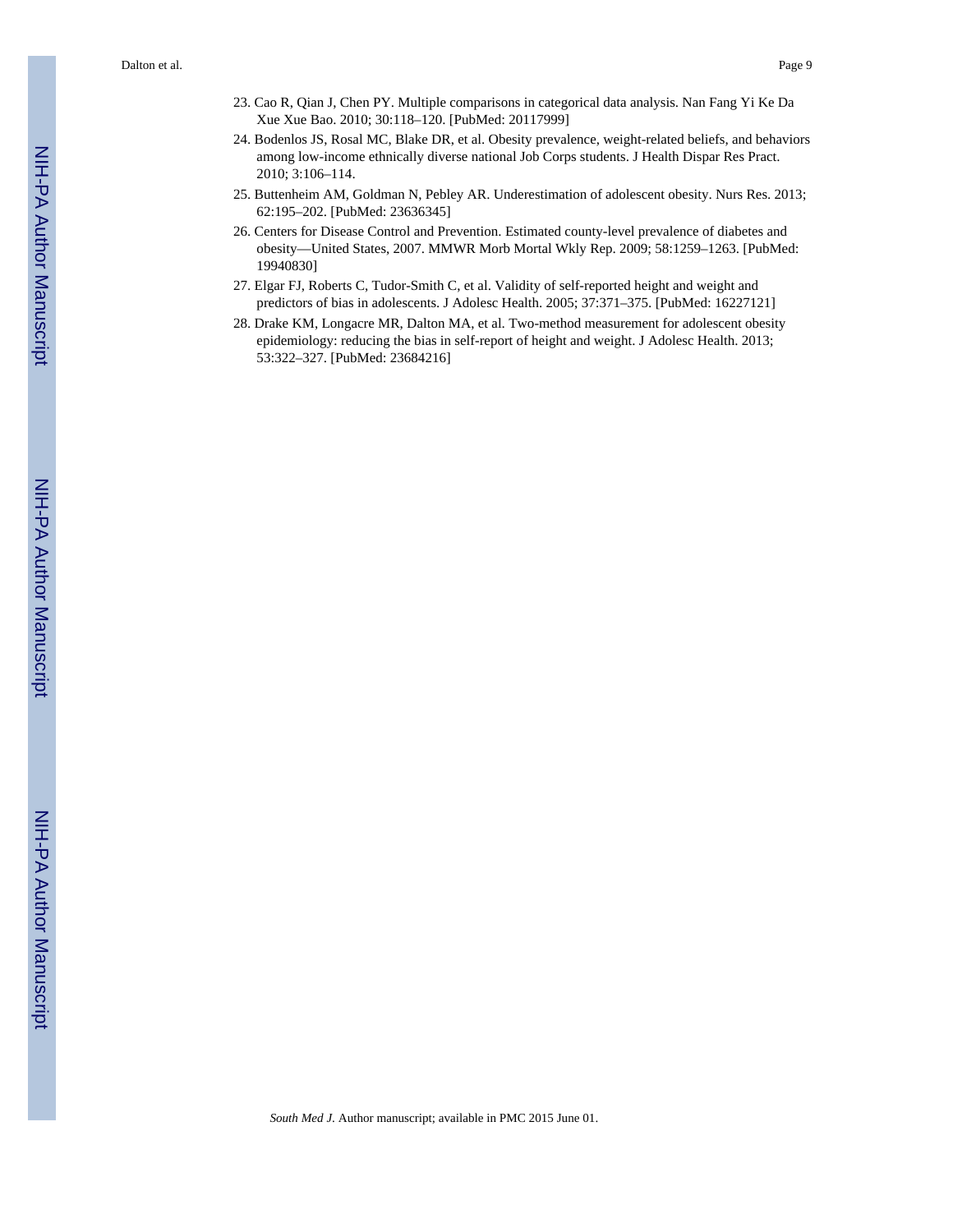23. Cao R, Qian J, Chen PY. Multiple comparisons in categorical data analysis. Nan Fang Yi Ke Da Xue Xue Bao. 2010; 30:118–120. [PubMed: 20117999]
24. Bodenlos JS, Rosal MC, Blake DR, et al. Obesity prevalence, weight-related beliefs, and behaviors among low-income ethnically diverse national Job Corps students. J Health Dispar Res Pract. 2010; 3:106–114.
25. Buttenheim AM, Goldman N, Pebley AR. Underestimation of adolescent obesity. Nurs Res. 2013; 62:195–202. [PubMed: 23636345]
26. Centers for Disease Control and Prevention. Estimated county-level prevalence of diabetes and obesity—United States, 2007. MMWR Morb Mortal Wkly Rep. 2009; 58:1259–1263. [PubMed: 19940830]
27. Elgar FJ, Roberts C, Tudor-Smith C, et al. Validity of self-reported height and weight and predictors of bias in adolescents. J Adolesc Health. 2005; 37:371–375. [PubMed: 16227121]
28. Drake KM, Longacre MR, Dalton MA, et al. Two-method measurement for adolescent obesity epidemiology: reducing the bias in self-report of height and weight. J Adolesc Health. 2013; 53:322–327. [PubMed: 23684216]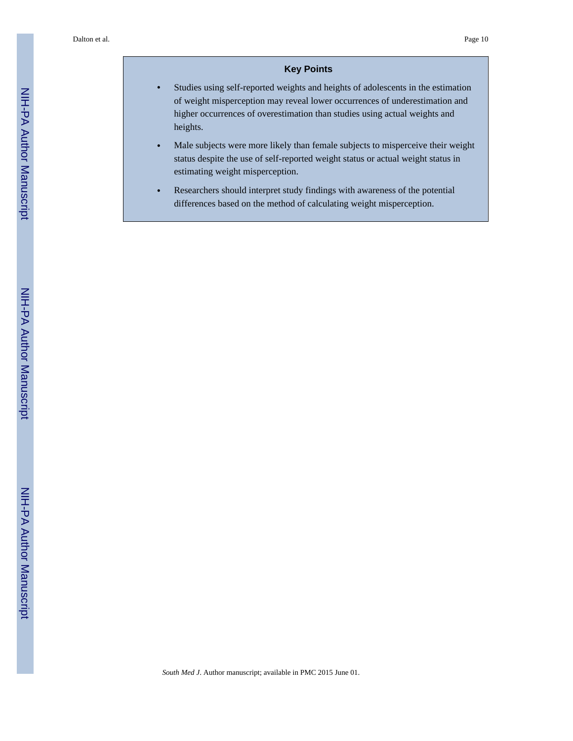## Key Points

- Studies using self-reported weights and heights of adolescents in the estimation of weight misperception may reveal lower occurrences of underestimation and higher occurrences of overestimation than studies using actual weights and heights.
- Male subjects were more likely than female subjects to misperceive their weight status despite the use of self-reported weight status or actual weight status in estimating weight misperception.
- Researchers should interpret study findings with awareness of the potential differences based on the method of calculating weight misperception.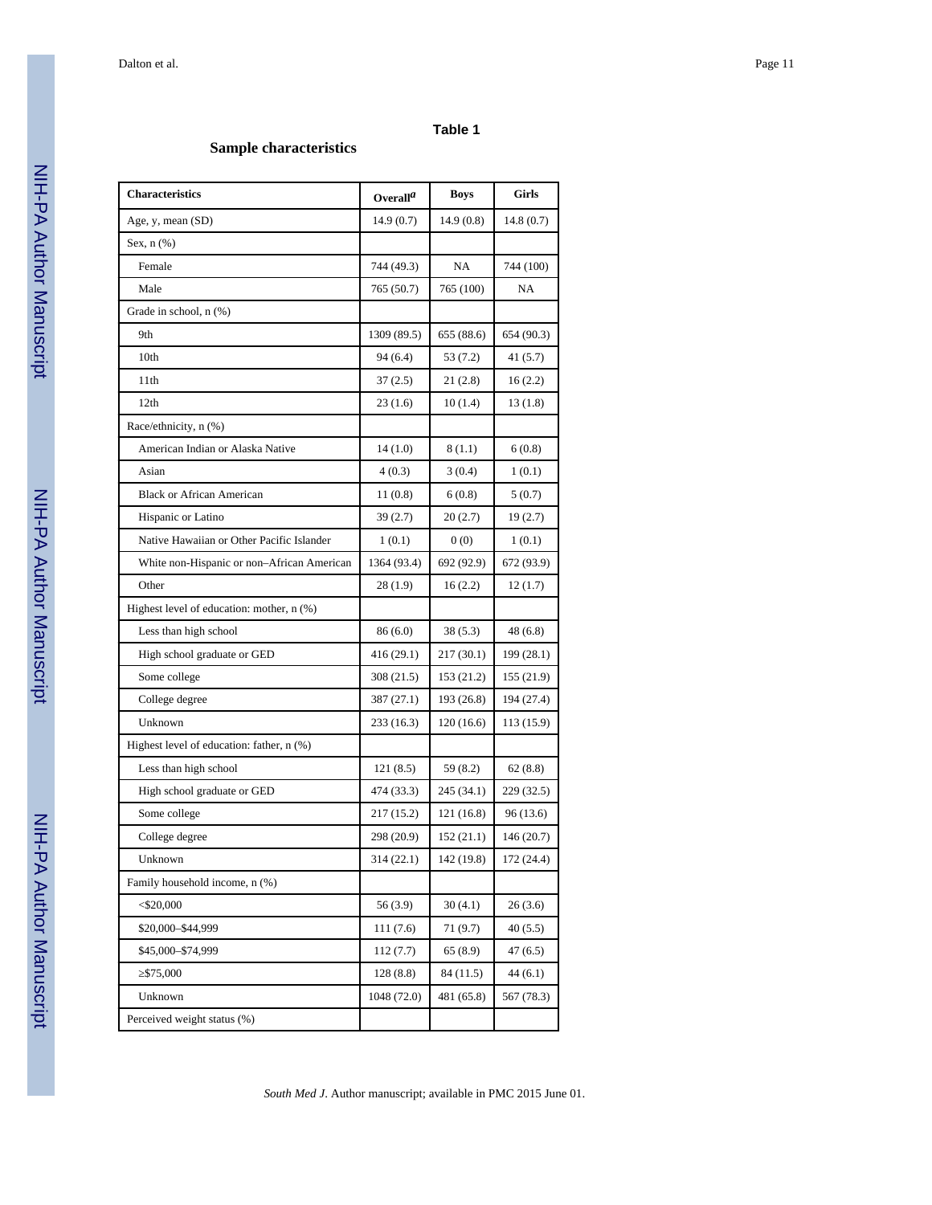## Table 1

### Sample characteristics

| Characteristics | Overall[a] | Boys | Girls |
|---|---|---|---|
| Age, y, mean (SD) | 14.9 (0.7) | 14.9 (0.8) | 14.8 (0.7) |
| Sex, n (%) | | | |
| Female | 744 (49.3) | NA | 744 (100) |
| Male | 765 (50.7) | 765 (100) | NA |
| Grade in school, n (%) | | | |
| 9th | 1309 (89.5) | 655 (88.6) | 654 (90.3) |
| 10th | 94 (6.4) | 53 (7.2) | 41 (5.7) |
| 11th | 37 (2.5) | 21 (2.8) | 16 (2.2) |
| 12th | 23 (1.6) | 10 (1.4) | 13 (1.8) |
| Race/ethnicity, n (%) | | | |
| American Indian or Alaska Native | 14 (1.0) | 8 (1.1) | 6 (0.8) |
| Asian | 4 (0.3) | 3 (0.4) | 1 (0.1) |
| Black or African American | 11 (0.8) | 6 (0.8) | 5 (0.7) |
| Hispanic or Latino | 39 (2.7) | 20 (2.7) | 19 (2.7) |
| Native Hawaiian or Other Pacific Islander | 1 (0.1) | 0 (0) | 1 (0.1) |
| White non-Hispanic or non–African American | 1364 (93.4) | 692 (92.9) | 672 (93.9) |
| Other | 28 (1.9) | 16 (2.2) | 12 (1.7) |
| Highest level of education: mother, n (%) | | | |
| Less than high school | 86 (6.0) | 38 (5.3) | 48 (6.8) |
| High school graduate or GED | 416 (29.1) | 217 (30.1) | 199 (28.1) |
| Some college | 308 (21.5) | 153 (21.2) | 155 (21.9) |
| College degree | 387 (27.1) | 193 (26.8) | 194 (27.4) |
| Unknown | 233 (16.3) | 120 (16.6) | 113 (15.9) |
| Highest level of education: father, n (%) | | | |
| Less than high school | 121 (8.5) | 59 (8.2) | 62 (8.8) |
| High school graduate or GED | 474 (33.3) | 245 (34.1) | 229 (32.5) |
| Some college | 217 (15.2) | 121 (16.8) | 96 (13.6) |
| College degree | 298 (20.9) | 152 (21.1) | 146 (20.7) |
| Unknown | 314 (22.1) | 142 (19.8) | 172 (24.4) |
| Family household income, n (%) | | | |
| <$20,000 | 56 (3.9) | 30 (4.1) | 26 (3.6) |
| $20,000–$44,999 | 111 (7.6) | 71 (9.7) | 40 (5.5) |
| $45,000–$74,999 | 112 (7.7) | 65 (8.9) | 47 (6.5) |
| ≥$75,000 | 128 (8.8) | 84 (11.5) | 44 (6.1) |
| Unknown | 1048 (72.0) | 481 (65.8) | 567 (78.3) |
| Perceived weight status (%) | | | |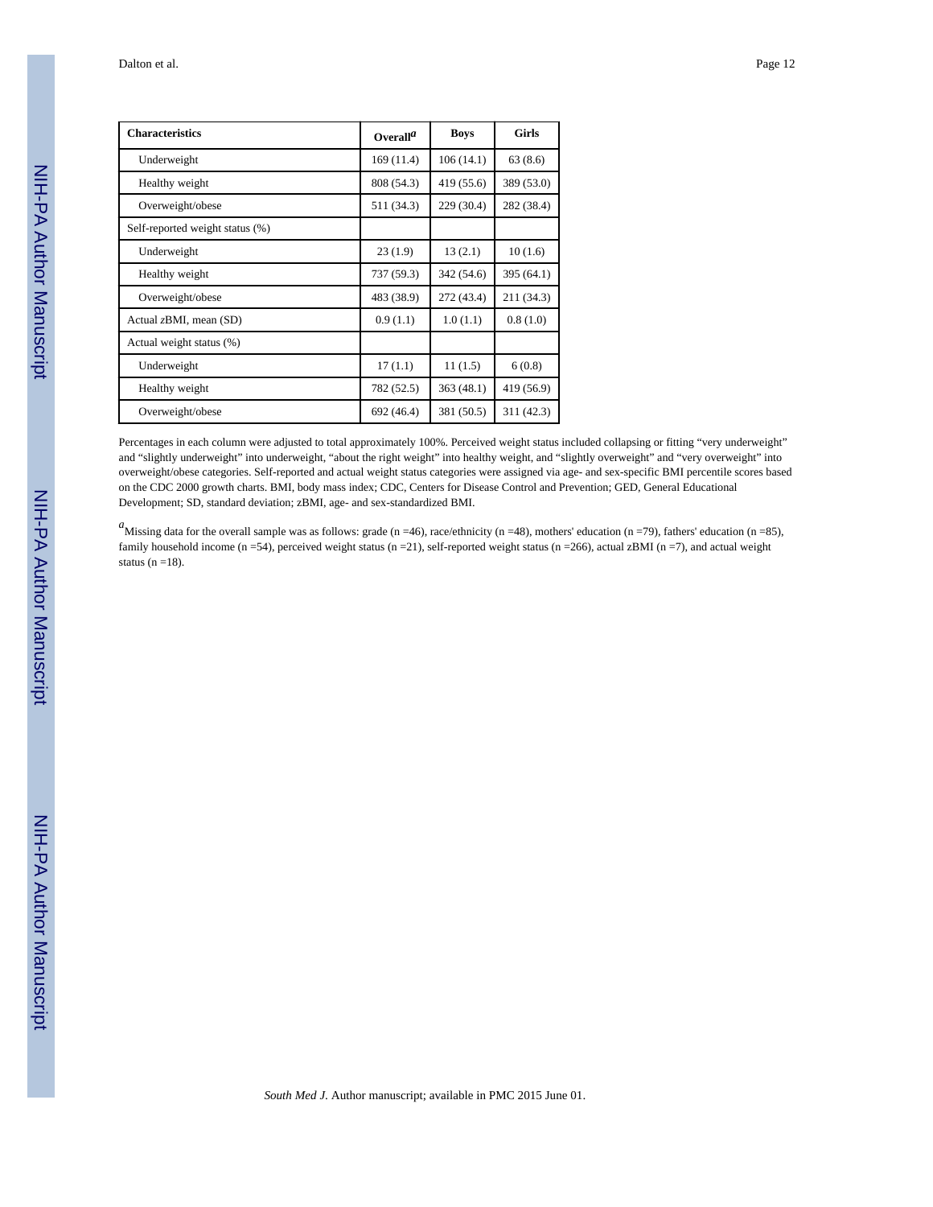| Characteristics | Overall[a] | Boys | Girls |
|---|---|---|---|
| Underweight | 169 (11.4) | 106 (14.1) | 63 (8.6) |
| Healthy weight | 808 (54.3) | 419 (55.6) | 389 (53.0) |
| Overweight/obese | 511 (34.3) | 229 (30.4) | 282 (38.4) |
| Self-reported weight status (%) | | | |
| Underweight | 23 (1.9) | 13 (2.1) | 10 (1.6) |
| Healthy weight | 737 (59.3) | 342 (54.6) | 395 (64.1) |
| Overweight/obese | 483 (38.9) | 272 (43.4) | 211 (34.3) |
| Actual zBMI, mean (SD) | 0.9 (1.1) | 1.0 (1.1) | 0.8 (1.0) |
| Actual weight status (%) | | | |
| Underweight | 17 (1.1) | 11 (1.5) | 6 (0.8) |
| Healthy weight | 782 (52.5) | 363 (48.1) | 419 (56.9) |
| Overweight/obese | 692 (46.4) | 381 (50.5) | 311 (42.3) |

Percentages in each column were adjusted to total approximately 100%. Perceived weight status included collapsing or fitting "very underweight" and "slightly underweight" into underweight, "about the right weight" into healthy weight, and "slightly overweight" and "very overweight" into overweight/obese categories. Self-reported and actual weight status categories were assigned via age- and sex-specific BMI percentile scores based on the CDC 2000 growth charts. BMI, body mass index; CDC, Centers for Disease Control and Prevention; GED, General Educational Development; SD, standard deviation; zBMI, age- and sex-standardized BMI.

[a]Missing data for the overall sample was as follows: grade (n =46), race/ethnicity (n =48), mothers' education (n =79), fathers' education (n =85), family household income (n =54), perceived weight status (n =21), self-reported weight status (n =266), actual zBMI (n =7), and actual weight status (n =18).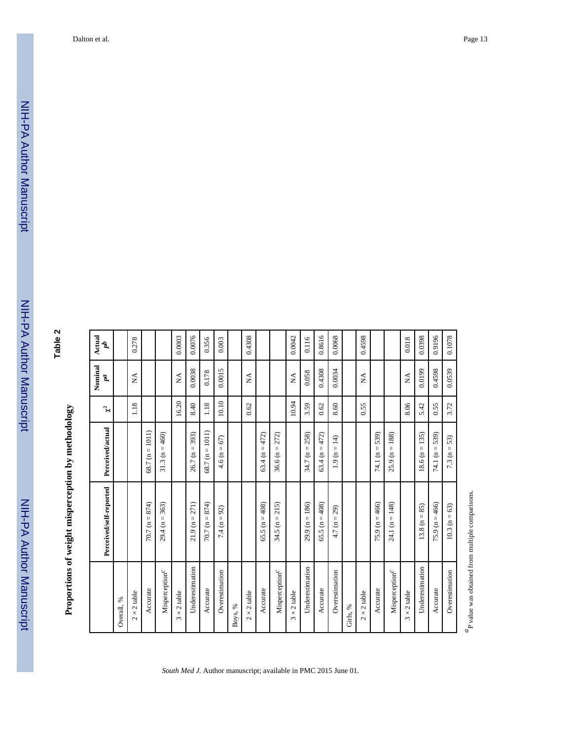# Table 2

## Proportions of weight misperception by methodology

| | Perceived/self-reported | Perceived/actual | $\chi^2$ | Nominal $P^a$ | Actual $P^b$ |
|---|---|---|---|---|---|
| Overall, % | | | | | |
| 2 × 2 table | | | 1.18 | NA | 0.278 |
| Accurate | 70.7 (n = 874) | 68.7 (n = 1011) | | | |
| Misperception[c] | 29.4 (n = 363) | 31.3 (n = 460) | | | |
| 3 × 2 table | | | 16.20 | NA | 0.0003 |
| Underestimation | 21.9 (n = 271) | 26.7 (n = 393) | 8.40 | 0.0038 | 0.0076 |
| Accurate | 70.7 (n = 874) | 68.7 (n = 1011) | 1.18 | 0.178 | 0.356 |
| Overestimation | 7.4 (n = 92) | 4.6 (n = 67) | 10.10 | 0.0015 | 0.003 |
| Boys, % | | | | | |
| 2 × 2 table | | | 0.62 | NA | 0.4308 |
| Accurate | 65.5 (n = 408) | 63.4 (n = 472) | | | |
| Misperception[c] | 34.5 (n = 215) | 36.6 (n = 272) | | | |
| 3 × 2 table | | | 10.94 | NA | 0.0042 |
| Underestimation | 29.9 (n = 186) | 34.7 (n = 258) | 3.59 | 0.058 | 0.116 |
| Accurate | 65.5 (n = 408) | 63.4 (n = 472) | 0.62 | 0.4308 | 0.8616 |
| Overestimation | 4.7 (n = 29) | 1.9 (n = 14) | 8.60 | 0.0034 | 0.0068 |
| Girls, % | | | | | |
| 2 × 2 table | | | 0.55 | NA | 0.4598 |
| Accurate | 75.9 (n = 466) | 74.1 (n = 539) | | | |
| Misperception[c] | 24.1 (n = 148) | 25.9 (n = 188) | | | |
| 3 × 2 table | | | 8.06 | NA | 0.018 |
| Underestimation | 13.8 (n = 85) | 18.6 (n = 135) | 5.42 | 0.0199 | 0.0398 |
| Accurate | 75.9 (n = 466) | 74.1 (n = 539) | 0.55 | 0.4598 | 0.9196 |
| Overestimation | 10.3 (n = 63) | 7.3 (n = 53) | 3.72 | 0.0539 | 0.1078 |

[a] P value was obtained from multiple comparisons.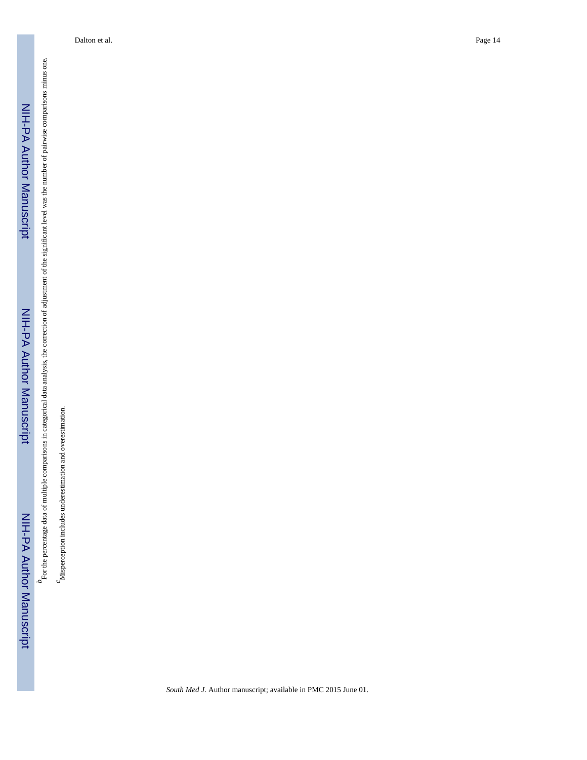[b]For the percentage data of multiple comparisons in categorical data analysis, the correction of adjustment of the significant level was the number of pairwise comparisons minus one.

[c]Misperception includes underestimation and overestimation.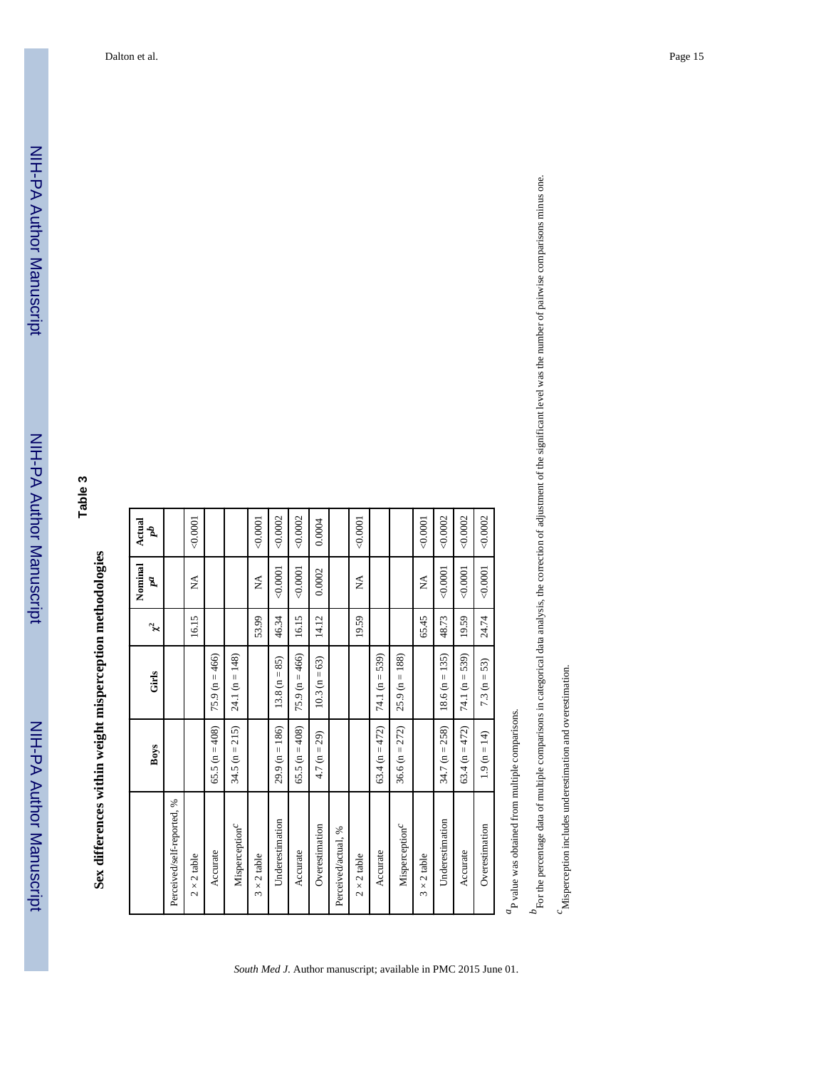## Table 3

### Sex differences within weight misperception methodologies

| | Boys | Girls | $\chi^2$ | Nominal $P$[a] | Actual $P$[b] |
|---|---|---|---|---|---|
| Perceived/self-reported, % | | | | | |
| 2 × 2 table | | | 16.15 | NA | <0.0001 |
| Accurate | 65.5 (n = 408) | 75.9 (n = 466) | | | |
| Misperception[c] | 34.5 (n = 215) | 24.1 (n = 148) | | | |
| 3 × 2 table | | | 53.99 | NA | <0.0001 |
| Underestimation | 29.9 (n = 186) | 13.8 (n = 85) | 46.34 | <0.0001 | <0.0002 |
| Accurate | 65.5 (n = 408) | 75.9 (n = 466) | 16.15 | <0.0001 | <0.0002 |
| Overestimation | 4.7 (n = 29) | 10.3 (n = 63) | 14.12 | 0.0002 | 0.0004 |
| Perceived/actual, % | | | | | |
| 2 × 2 table | | | 19.59 | NA | <0.0001 |
| Accurate | 63.4 (n = 472) | 74.1 (n = 539) | | | |
| Misperception[c] | 36.6 (n = 272) | 25.9 (n = 188) | | | |
| 3 × 2 table | | | 65.45 | NA | <0.0001 |
| Underestimation | 34.7 (n = 258) | 18.6 (n = 135) | 48.73 | <0.0001 | <0.0002 |
| Accurate | 63.4 (n = 472) | 74.1 (n = 539) | 19.59 | <0.0001 | <0.0002 |
| Overestimation | 1.9 (n = 14) | 7.3 (n = 53) | 24.74 | <0.0001 | <0.0002 |

[a] P value was obtained from multiple comparisons.

[b] For the percentage data of multiple comparisons in categorical data analysis, the correction of adjustment of the significant level was the number of pairwise comparisons minus one.

[c] Misperception includes underestimation and overestimation.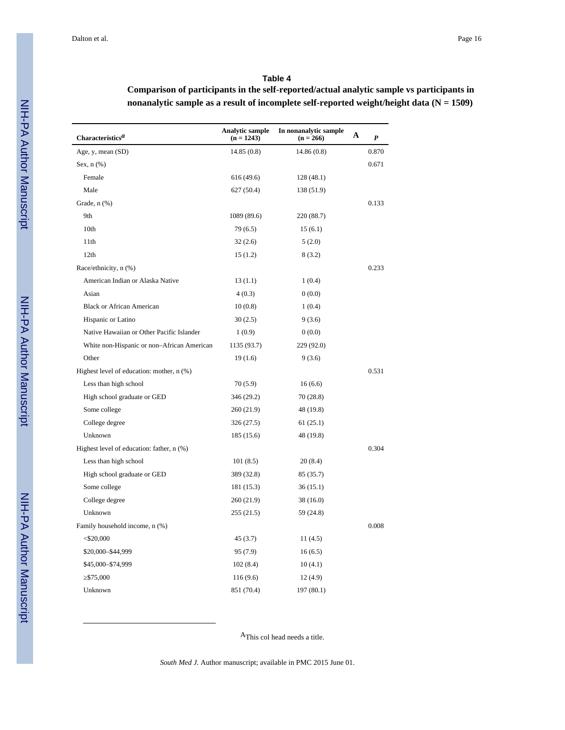**Table 4**

**Comparison of participants in the self-reported/actual analytic sample vs participants in nonanalytic sample as a result of incomplete self-reported weight/height data (N = 1509)**

| Characteristics[a] | Analytic sample (n = 1243) | In nonanalytic sample (n = 266) | A | *P* |
|---|---|---|---|---|
| Age, y, mean (SD) | 14.85 (0.8) | 14.86 (0.8) | | 0.870 |
| Sex, n (%) | | | | 0.671 |
| Female | 616 (49.6) | 128 (48.1) | | |
| Male | 627 (50.4) | 138 (51.9) | | |
| Grade, n (%) | | | | 0.133 |
| 9th | 1089 (89.6) | 220 (88.7) | | |
| 10th | 79 (6.5) | 15 (6.1) | | |
| 11th | 32 (2.6) | 5 (2.0) | | |
| 12th | 15 (1.2) | 8 (3.2) | | |
| Race/ethnicity, n (%) | | | | 0.233 |
| American Indian or Alaska Native | 13 (1.1) | 1 (0.4) | | |
| Asian | 4 (0.3) | 0 (0.0) | | |
| Black or African American | 10 (0.8) | 1 (0.4) | | |
| Hispanic or Latino | 30 (2.5) | 9 (3.6) | | |
| Native Hawaiian or Other Pacific Islander | 1 (0.9) | 0 (0.0) | | |
| White non-Hispanic or non–African American | 1135 (93.7) | 229 (92.0) | | |
| Other | 19 (1.6) | 9 (3.6) | | |
| Highest level of education: mother, n (%) | | | | 0.531 |
| Less than high school | 70 (5.9) | 16 (6.6) | | |
| High school graduate or GED | 346 (29.2) | 70 (28.8) | | |
| Some college | 260 (21.9) | 48 (19.8) | | |
| College degree | 326 (27.5) | 61 (25.1) | | |
| Unknown | 185 (15.6) | 48 (19.8) | | |
| Highest level of education: father, n (%) | | | | 0.304 |
| Less than high school | 101 (8.5) | 20 (8.4) | | |
| High school graduate or GED | 389 (32.8) | 85 (35.7) | | |
| Some college | 181 (15.3) | 36 (15.1) | | |
| College degree | 260 (21.9) | 38 (16.0) | | |
| Unknown | 255 (21.5) | 59 (24.8) | | |
| Family household income, n (%) | | | | 0.008 |
| <$20,000 | 45 (3.7) | 11 (4.5) | | |
| $20,000–$44,999 | 95 (7.9) | 16 (6.5) | | |
| $45,000–$74,999 | 102 (8.4) | 10 (4.1) | | |
| ≥$75,000 | 116 (9.6) | 12 (4.9) | | |
| Unknown | 851 (70.4) | 197 (80.1) | | |

[A]This col head needs a title.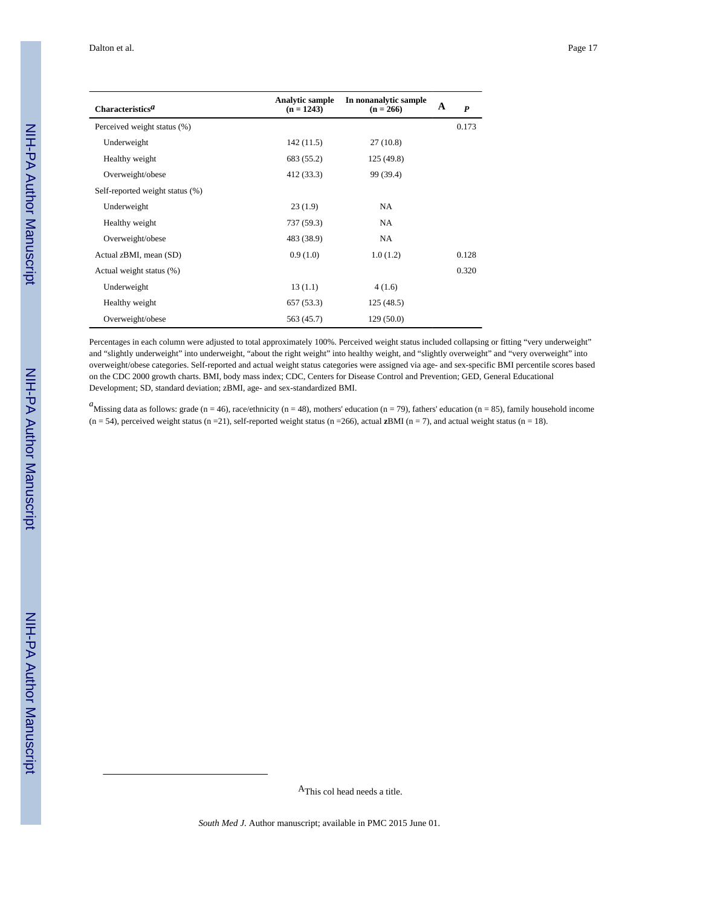| Characteristics[a] | Analytic sample (n = 1243) | In nonanalytic sample (n = 266) | A | *P* |
| --- | --- | --- | --- | --- |
| Perceived weight status (%) | | | | 0.173 |
| Underweight | 142 (11.5) | 27 (10.8) | | |
| Healthy weight | 683 (55.2) | 125 (49.8) | | |
| Overweight/obese | 412 (33.3) | 99 (39.4) | | |
| Self-reported weight status (%) | | | | |
| Underweight | 23 (1.9) | NA | | |
| Healthy weight | 737 (59.3) | NA | | |
| Overweight/obese | 483 (38.9) | NA | | |
| Actual zBMI, mean (SD) | 0.9 (1.0) | 1.0 (1.2) | | 0.128 |
| Actual weight status (%) | | | | 0.320 |
| Underweight | 13 (1.1) | 4 (1.6) | | |
| Healthy weight | 657 (53.3) | 125 (48.5) | | |
| Overweight/obese | 563 (45.7) | 129 (50.0) | | |

Percentages in each column were adjusted to total approximately 100%. Perceived weight status included collapsing or fitting "very underweight" and "slightly underweight" into underweight, "about the right weight" into healthy weight, and "slightly overweight" and "very overweight" into overweight/obese categories. Self-reported and actual weight status categories were assigned via age- and sex-specific BMI percentile scores based on the CDC 2000 growth charts. BMI, body mass index; CDC, Centers for Disease Control and Prevention; GED, General Educational Development; SD, standard deviation; zBMI, age- and sex-standardized BMI.

[a]Missing data as follows: grade (n = 46), race/ethnicity (n = 48), mothers' education (n = 79), fathers' education (n = 85), family household income (n = 54), perceived weight status (n =21), self-reported weight status (n =266), actual **z**BMI (n = 7), and actual weight status (n = 18).

[A]This col head needs a title.